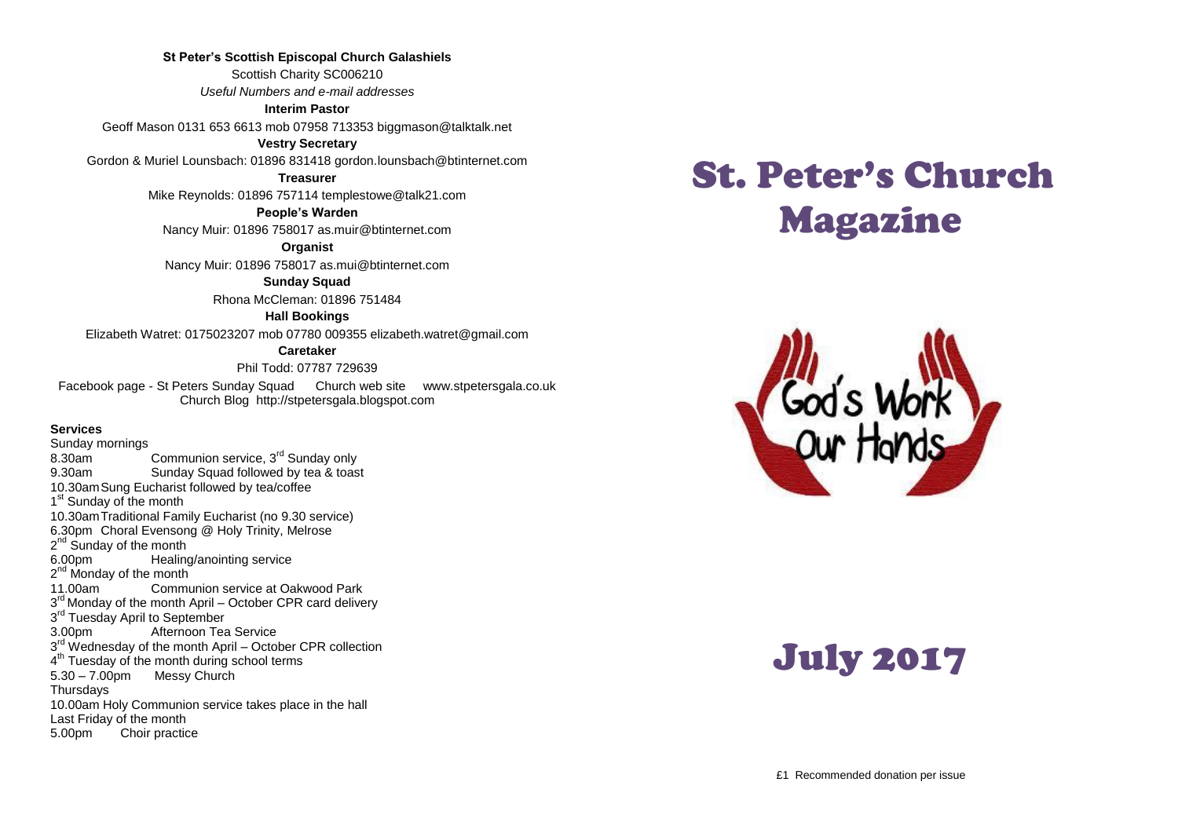**St Peter's Scottish Episcopal Church Galashiels**

Scottish Charity SC006210

*Useful Numbers and e-mail addresses*

**Interim Pastor**

Geoff Mason 0131 653 6613 mob 07958 713353 biggmason@talktalk.net

**Vestry Secretary**

Gordon & Muriel Lounsbach: 01896 831418 gordon.lounsbach@btinternet.com

**Treasurer**

Mike Reynolds: 01896 757114 templestowe@talk21.com

**People's Warden**

Nancy Muir: 01896 758017 as.muir@btinternet.com

**Organist**

Nancy Muir: 01896 758017 as.mui@btinternet.com

**Sunday Squad**

Rhona McCleman: 01896 751484

**Hall Bookings**

Elizabeth Watret: 0175023207 mob 07780 009355 elizabeth.watret@gmail.com

**Caretaker**

Phil Todd: 07787 729639

Facebook page - St Peters Sunday Squad    Church web site    www.stpetersgala.co.uk

Church Blog http://stpetersgala.blogspot.com

**Services**

Sunday mornings

8.30am Communion service, 3rd Sunday only

9.30am Sunday Squad followed by tea & toast

10.30am Sung Eucharist followed by tea/coffee

1st Sunday of the month

10.30am Traditional Family Eucharist (no 9.30 service)

6.30pm Choral Evensong @ Holy Trinity, Melrose

2nd Sunday of the month

6.00pm Healing/anointing service

2nd Monday of the month

11.00am Communion service at Oakwood Park

3rd Monday of the month April – October CPR card delivery

3rd Tuesday April to September

3.00pm Afternoon Tea Service

3rd Wednesday of the month April – October CPR collection

4th Tuesday of the month during school terms

5.30 – 7.00pm Messy Church

Thursdays

10.00am Holy Communion service takes place in the hall

Last Friday of the month

5.00pm Choir practice

# St. Peter's Church Magazine

God's Work Our Hands

# July 2017

£1 Recommended donation per issue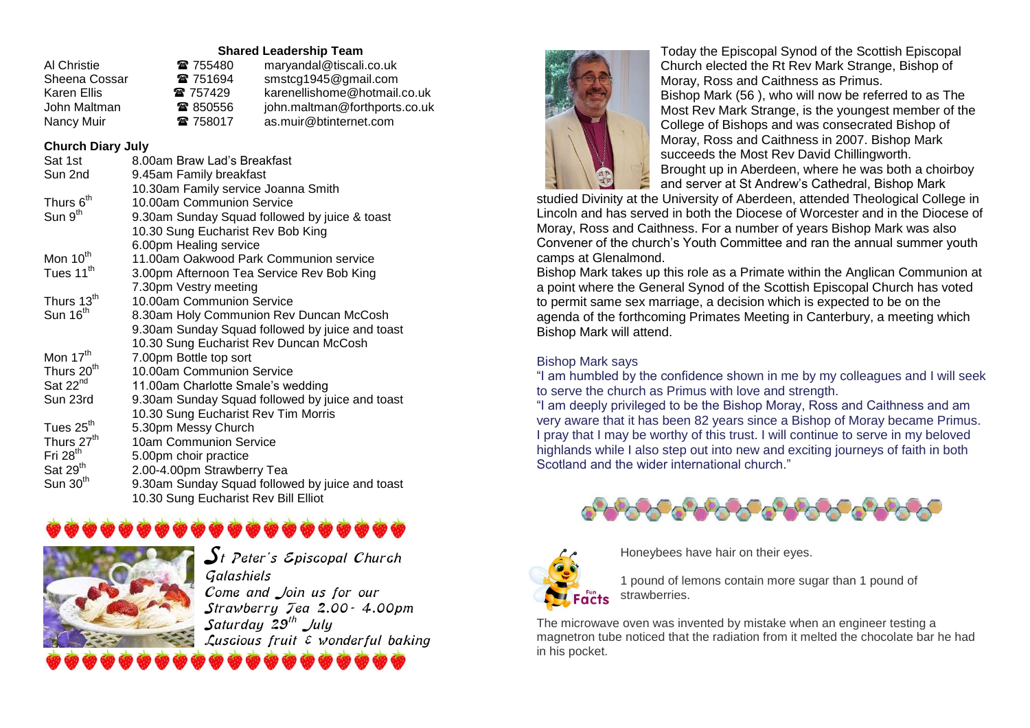## Shared Leadership Team

| | | |
|---|---|---|
| Al Christie | ☎ 755480 | maryandal@tiscali.co.uk |
| Sheena Cossar | ☎ 751694 | smstcg1945@gmail.com |
| Karen Ellis | ☎ 757429 | karenellishome@hotmail.co.uk |
| John Maltman | ☎ 850556 | john.maltman@forthports.co.uk |
| Nancy Muir | ☎ 758017 | as.muir@btinternet.com |

## Church Diary July

| | |
|---|---|
| Sat 1st | 8.00am Braw Lad's Breakfast |
| Sun 2nd | 9.45am Family breakfast |
| | 10.30am Family service Joanna Smith |
| Thurs 6th | 10.00am Communion Service |
| Sun 9th | 9.30am Sunday Squad followed by juice & toast |
| | 10.30 Sung Eucharist Rev Bob King |
| | 6.00pm Healing service |
| Mon 10th | 11.00am Oakwood Park Communion service |
| Tues 11th | 3.00pm Afternoon Tea Service Rev Bob King |
| | 7.30pm Vestry meeting |
| Thurs 13th | 10.00am Communion Service |
| Sun 16th | 8.30am Holy Communion Rev Duncan McCosh |
| | 9.30am Sunday Squad followed by juice and toast |
| | 10.30 Sung Eucharist Rev Duncan McCosh |
| Mon 17th | 7.00pm Bottle top sort |
| Thurs 20th | 10.00am Communion Service |
| Sat 22nd | 11.00am Charlotte Smale's wedding |
| Sun 23rd | 9.30am Sunday Squad followed by juice and toast |
| | 10.30 Sung Eucharist Rev Tim Morris |
| Tues 25th | 5.30pm Messy Church |
| Thurs 27th | 10am Communion Service |
| Fri 28th | 5.00pm choir practice |
| Sat 29th | 2.00-4.00pm Strawberry Tea |
| Sun 30th | 9.30am Sunday Squad followed by juice and toast |
| | 10.30 Sung Eucharist Rev Bill Elliot |

*St Peter's Episcopal Church Galashiels*
*Come and Join us for our Strawberry Tea 2.00 - 4.00pm*
*Saturday 29th July*
*Luscious fruit & wonderful baking*

Today the Episcopal Synod of the Scottish Episcopal Church elected the Rt Rev Mark Strange, Bishop of Moray, Ross and Caithness as Primus.
Bishop Mark (56 ), who will now be referred to as The Most Rev Mark Strange, is the youngest member of the College of Bishops and was consecrated Bishop of Moray, Ross and Caithness in 2007. Bishop Mark succeeds the Most Rev David Chillingworth.
Brought up in Aberdeen, where he was both a choirboy and server at St Andrew's Cathedral, Bishop Mark studied Divinity at the University of Aberdeen, attended Theological College in Lincoln and has served in both the Diocese of Worcester and in the Diocese of Moray, Ross and Caithness. For a number of years Bishop Mark was also Convener of the church's Youth Committee and ran the annual summer youth camps at Glenalmond.
Bishop Mark takes up this role as a Primate within the Anglican Communion at a point where the General Synod of the Scottish Episcopal Church has voted to permit same sex marriage, a decision which is expected to be on the agenda of the forthcoming Primates Meeting in Canterbury, a meeting which Bishop Mark will attend.

Bishop Mark says
"I am humbled by the confidence shown in me by my colleagues and I will seek to serve the church as Primus with love and strength.
"I am deeply privileged to be the Bishop Moray, Ross and Caithness and am very aware that it has been 82 years since a Bishop of Moray became Primus. I pray that I may be worthy of this trust. I will continue to serve in my beloved highlands while I also step out into new and exciting journeys of faith in both Scotland and the wider international church."

Fun Facts

Honeybees have hair on their eyes.

1 pound of lemons contain more sugar than 1 pound of strawberries.

The microwave oven was invented by mistake when an engineer testing a magnetron tube noticed that the radiation from it melted the chocolate bar he had in his pocket.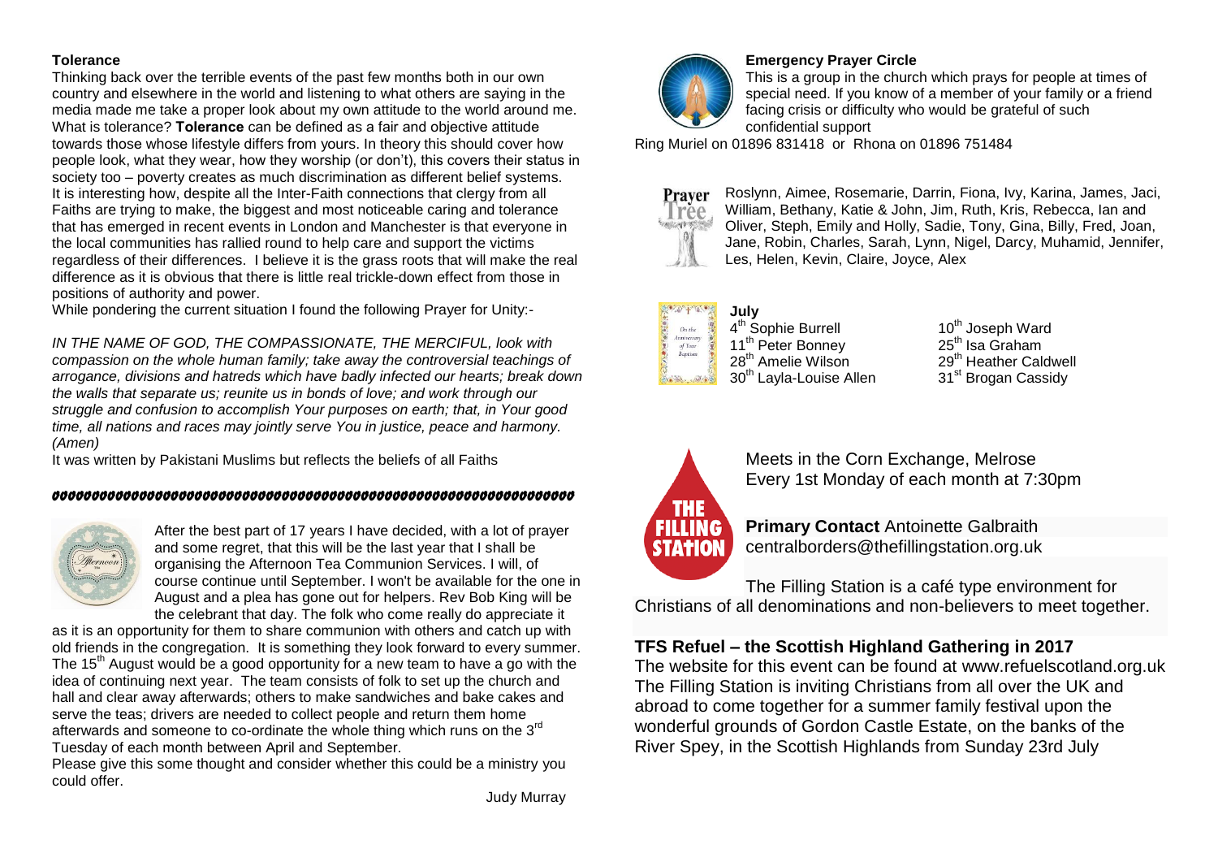## Tolerance

Thinking back over the terrible events of the past few months both in our own country and elsewhere in the world and listening to what others are saying in the media made me take a proper look about my own attitude to the world around me. What is tolerance? **Tolerance** can be defined as a fair and objective attitude towards those whose lifestyle differs from yours. In theory this should cover how people look, what they wear, how they worship (or don't), this covers their status in society too – poverty creates as much discrimination as different belief systems. It is interesting how, despite all the Inter-Faith connections that clergy from all Faiths are trying to make, the biggest and most noticeable caring and tolerance that has emerged in recent events in London and Manchester is that everyone in the local communities has rallied round to help care and support the victims regardless of their differences. I believe it is the grass roots that will make the real difference as it is obvious that there is little real trickle-down effect from those in positions of authority and power.

While pondering the current situation I found the following Prayer for Unity:-

*IN THE NAME OF GOD, THE COMPASSIONATE, THE MERCIFUL, look with compassion on the whole human family; take away the controversial teachings of arrogance, divisions and hatreds which have badly infected our hearts; break down the walls that separate us; reunite us in bonds of love; and work through our struggle and confusion to accomplish Your purposes on earth; that, in Your good time, all nations and races may jointly serve You in justice, peace and harmony. (Amen)*

It was written by Pakistani Muslims but reflects the beliefs of all Faiths

---

After the best part of 17 years I have decided, with a lot of prayer and some regret, that this will be the last year that I shall be organising the Afternoon Tea Communion Services. I will, of course continue until September. I won't be available for the one in August and a plea has gone out for helpers. Rev Bob King will be the celebrant that day. The folk who come really do appreciate it as it is an opportunity for them to share communion with others and catch up with old friends in the congregation. It is something they look forward to every summer. The 15th August would be a good opportunity for a new team to have a go with the idea of continuing next year. The team consists of folk to set up the church and hall and clear away afterwards; others to make sandwiches and bake cakes and serve the teas; drivers are needed to collect people and return them home afterwards and someone to co-ordinate the whole thing which runs on the 3rd Tuesday of each month between April and September.

Please give this some thought and consider whether this could be a ministry you could offer.

Judy Murray

## Emergency Prayer Circle

This is a group in the church which prays for people at times of special need. If you know of a member of your family or a friend facing crisis or difficulty who would be grateful of such confidential support

Ring Muriel on 01896 831418 or Rhona on 01896 751484

**Prayer Tree**

Roslynn, Aimee, Rosemarie, Darrin, Fiona, Ivy, Karina, James, Jaci, William, Bethany, Katie & John, Jim, Ruth, Kris, Rebecca, Ian and Oliver, Steph, Emily and Holly, Sadie, Tony, Gina, Billy, Fred, Joan, Jane, Robin, Charles, Sarah, Lynn, Nigel, Darcy, Muhamid, Jennifer, Les, Helen, Kevin, Claire, Joyce, Alex

**July**

4th Sophie Burrell
10th Joseph Ward
11th Peter Bonney
25th Isa Graham
28th Amelie Wilson
29th Heather Caldwell
30th Layla-Louise Allen
31st Brogan Cassidy

**THE FILLING STATION**

Meets in the Corn Exchange, Melrose
Every 1st Monday of each month at 7:30pm

**Primary Contact** Antoinette Galbraith
centralborders@thefillingstation.org.uk

The Filling Station is a café type environment for Christians of all denominations and non-believers to meet together.

## TFS Refuel – the Scottish Highland Gathering in 2017

The website for this event can be found at www.refuelscotland.org.uk
The Filling Station is inviting Christians from all over the UK and abroad to come together for a summer family festival upon the wonderful grounds of Gordon Castle Estate, on the banks of the River Spey, in the Scottish Highlands from Sunday 23rd July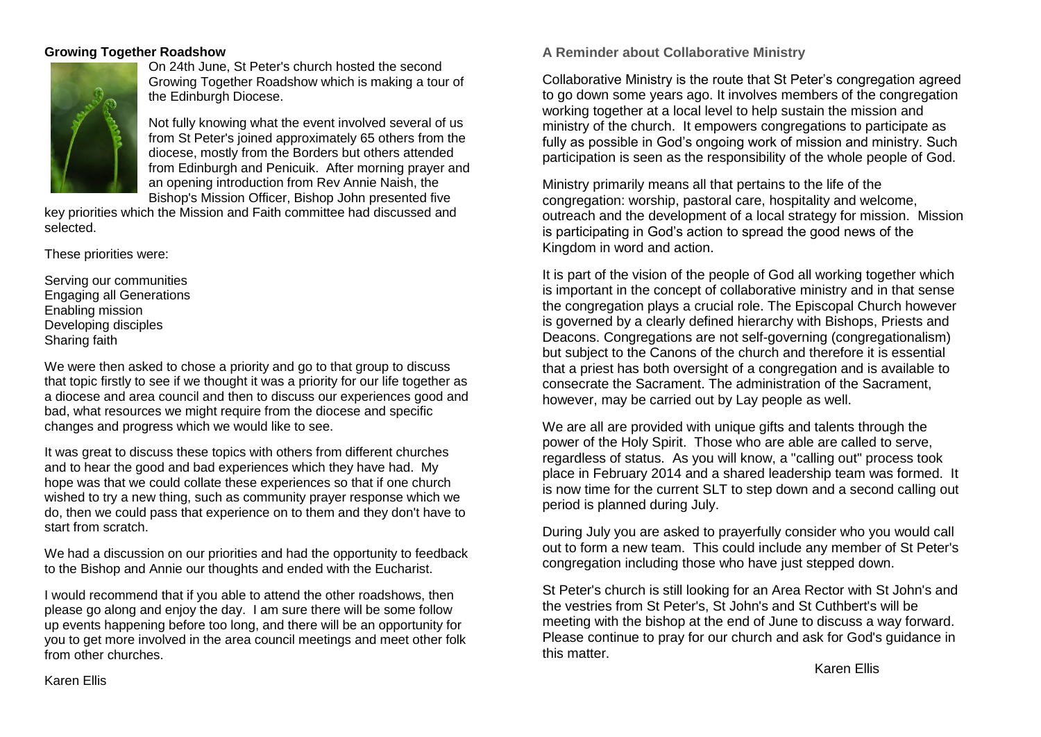## Growing Together Roadshow

On 24th June, St Peter's church hosted the second Growing Together Roadshow which is making a tour of the Edinburgh Diocese.

Not fully knowing what the event involved several of us from St Peter's joined approximately 65 others from the diocese, mostly from the Borders but others attended from Edinburgh and Penicuik. After morning prayer and an opening introduction from Rev Annie Naish, the Bishop's Mission Officer, Bishop John presented five key priorities which the Mission and Faith committee had discussed and selected.

These priorities were:

Serving our communities
Engaging all Generations
Enabling mission
Developing disciples
Sharing faith

We were then asked to chose a priority and go to that group to discuss that topic firstly to see if we thought it was a priority for our life together as a diocese and area council and then to discuss our experiences good and bad, what resources we might require from the diocese and specific changes and progress which we would like to see.

It was great to discuss these topics with others from different churches and to hear the good and bad experiences which they have had. My hope was that we could collate these experiences so that if one church wished to try a new thing, such as community prayer response which we do, then we could pass that experience on to them and they don't have to start from scratch.

We had a discussion on our priorities and had the opportunity to feedback to the Bishop and Annie our thoughts and ended with the Eucharist.

I would recommend that if you able to attend the other roadshows, then please go along and enjoy the day. I am sure there will be some follow up events happening before too long, and there will be an opportunity for you to get more involved in the area council meetings and meet other folk from other churches.

Karen Ellis

## A Reminder about Collaborative Ministry

Collaborative Ministry is the route that St Peter's congregation agreed to go down some years ago. It involves members of the congregation working together at a local level to help sustain the mission and ministry of the church. It empowers congregations to participate as fully as possible in God's ongoing work of mission and ministry. Such participation is seen as the responsibility of the whole people of God.

Ministry primarily means all that pertains to the life of the congregation: worship, pastoral care, hospitality and welcome, outreach and the development of a local strategy for mission. Mission is participating in God's action to spread the good news of the Kingdom in word and action.

It is part of the vision of the people of God all working together which is important in the concept of collaborative ministry and in that sense the congregation plays a crucial role. The Episcopal Church however is governed by a clearly defined hierarchy with Bishops, Priests and Deacons. Congregations are not self-governing (congregationalism) but subject to the Canons of the church and therefore it is essential that a priest has both oversight of a congregation and is available to consecrate the Sacrament. The administration of the Sacrament, however, may be carried out by Lay people as well.

We are all are provided with unique gifts and talents through the power of the Holy Spirit. Those who are able are called to serve, regardless of status. As you will know, a "calling out" process took place in February 2014 and a shared leadership team was formed. It is now time for the current SLT to step down and a second calling out period is planned during July.

During July you are asked to prayerfully consider who you would call out to form a new team. This could include any member of St Peter's congregation including those who have just stepped down.

St Peter's church is still looking for an Area Rector with St John's and the vestries from St Peter's, St John's and St Cuthbert's will be meeting with the bishop at the end of June to discuss a way forward. Please continue to pray for our church and ask for God's guidance in this matter.

Karen Ellis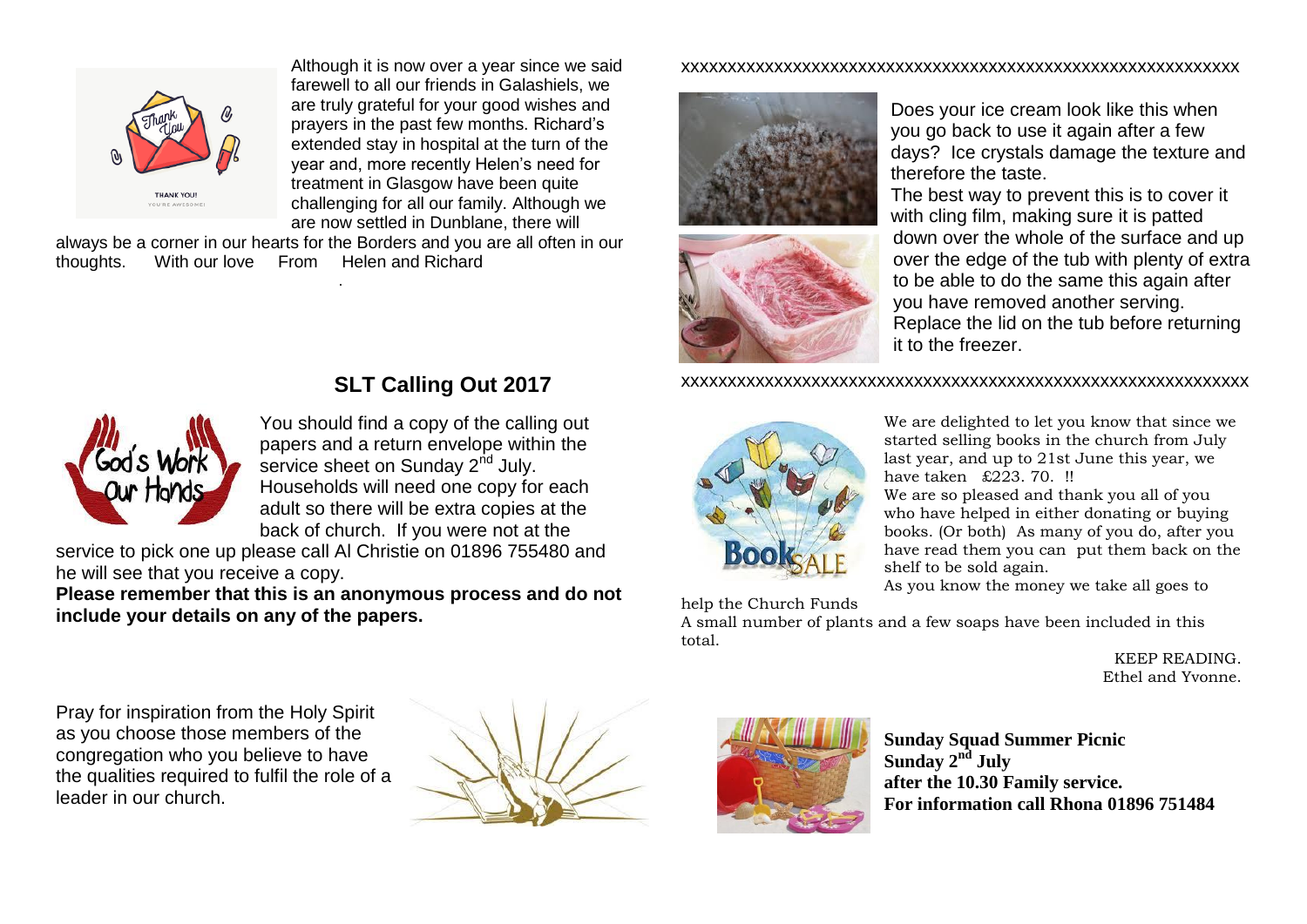Although it is now over a year since we said farewell to all our friends in Galashiels, we are truly grateful for your good wishes and prayers in the past few months. Richard's extended stay in hospital at the turn of the year and, more recently Helen's need for treatment in Glasgow have been quite challenging for all our family. Although we are now settled in Dunblane, there will always be a corner in our hearts for the Borders and you are all often in our thoughts. With our love From Helen and Richard

## SLT Calling Out 2017

You should find a copy of the calling out papers and a return envelope within the service sheet on Sunday 2nd July. Households will need one copy for each adult so there will be extra copies at the back of church. If you were not at the service to pick one up please call Al Christie on 01896 755480 and he will see that you receive a copy.

**Please remember that this is an anonymous process and do not include your details on any of the papers.**

Pray for inspiration from the Holy Spirit as you choose those members of the congregation who you believe to have the qualities required to fulfil the role of a leader in our church.

xxxxxxxxxxxxxxxxxxxxxxxxxxxxxxxxxxxxxxxxxxxxxxxxxxxxxxxxxxxxxxx

Does your ice cream look like this when you go back to use it again after a few days? Ice crystals damage the texture and therefore the taste.

The best way to prevent this is to cover it with cling film, making sure it is patted down over the whole of the surface and up over the edge of the tub with plenty of extra to be able to do the same this again after you have removed another serving. Replace the lid on the tub before returning it to the freezer.

xxxxxxxxxxxxxxxxxxxxxxxxxxxxxxxxxxxxxxxxxxxxxxxxxxxxxxxxxxxxxxxx

We are delighted to let you know that since we started selling books in the church from July last year, and up to 21st June this year, we have taken £223. 70. !!

We are so pleased and thank you all of you who have helped in either donating or buying books. (Or both) As many of you do, after you have read them you can put them back on the shelf to be sold again.

As you know the money we take all goes to help the Church Funds

A small number of plants and a few soaps have been included in this total.

KEEP READING.
Ethel and Yvonne.

**Sunday Squad Summer Picnic**
**Sunday 2nd July**
**after the 10.30 Family service.**
**For information call Rhona 01896 751484**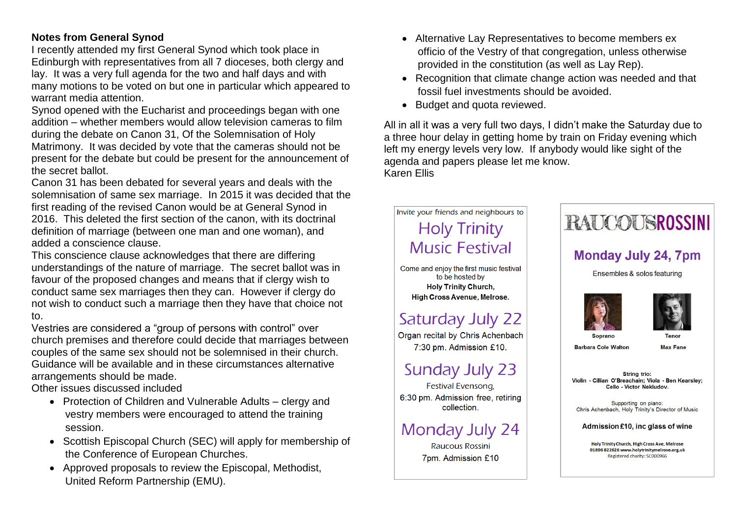**Notes from General Synod**

I recently attended my first General Synod which took place in Edinburgh with representatives from all 7 dioceses, both clergy and lay. It was a very full agenda for the two and half days and with many motions to be voted on but one in particular which appeared to warrant media attention.

Synod opened with the Eucharist and proceedings began with one addition – whether members would allow television cameras to film during the debate on Canon 31, Of the Solemnisation of Holy Matrimony. It was decided by vote that the cameras should not be present for the debate but could be present for the announcement of the secret ballot.

Canon 31 has been debated for several years and deals with the solemnisation of same sex marriage. In 2015 it was decided that the first reading of the revised Canon would be at General Synod in 2016. This deleted the first section of the canon, with its doctrinal definition of marriage (between one man and one woman), and added a conscience clause.

This conscience clause acknowledges that there are differing understandings of the nature of marriage. The secret ballot was in favour of the proposed changes and means that if clergy wish to conduct same sex marriages then they can. However if clergy do not wish to conduct such a marriage then they have that choice not to.

Vestries are considered a "group of persons with control" over church premises and therefore could decide that marriages between couples of the same sex should not be solemnised in their church. Guidance will be available and in these circumstances alternative arrangements should be made.

Other issues discussed included

- Protection of Children and Vulnerable Adults – clergy and vestry members were encouraged to attend the training session.
- Scottish Episcopal Church (SEC) will apply for membership of the Conference of European Churches.
- Approved proposals to review the Episcopal, Methodist, United Reform Partnership (EMU).
- Alternative Lay Representatives to become members ex officio of the Vestry of that congregation, unless otherwise provided in the constitution (as well as Lay Rep).
- Recognition that climate change action was needed and that fossil fuel investments should be avoided.
- Budget and quota reviewed.

All in all it was a very full two days, I didn't make the Saturday due to a three hour delay in getting home by train on Friday evening which left my energy levels very low. If anybody would like sight of the agenda and papers please let me know.

Karen Ellis

Invite your friends and neighbours to

## Holy Trinity Music Festival

Come and enjoy the first music festival to be hosted by **Holy Trinity Church, High Cross Avenue, Melrose.**

### Saturday July 22

Organ recital by Chris Achenbach
7:30 pm. Admission £10.

### Sunday July 23

Festival Evensong,
6:30 pm. Admission free, retiring collection.

### Monday July 24

Raucous Rossini
7pm. Admission £10

## RAUCOUS ROSSINI

### Monday July 24, 7pm

Ensembles & solos featuring

**Soprano**
**Barbara Cole Walton**

**Tenor**
**Max Fane**

**String trio:**
**Violin - Cillian O'Breachain; Viola - Ben Kearsley; Cello - Victor Nekludov.**

Supporting on piano:
Chris Achenbach, Holy Trinity's Director of Music

**Admission £10, inc glass of wine**

**Holy Trinity Church, High Cross Ave, Melrose**
**01896 822626 www.holytrinitymelrose.org.uk**
Registered charity: SC000966